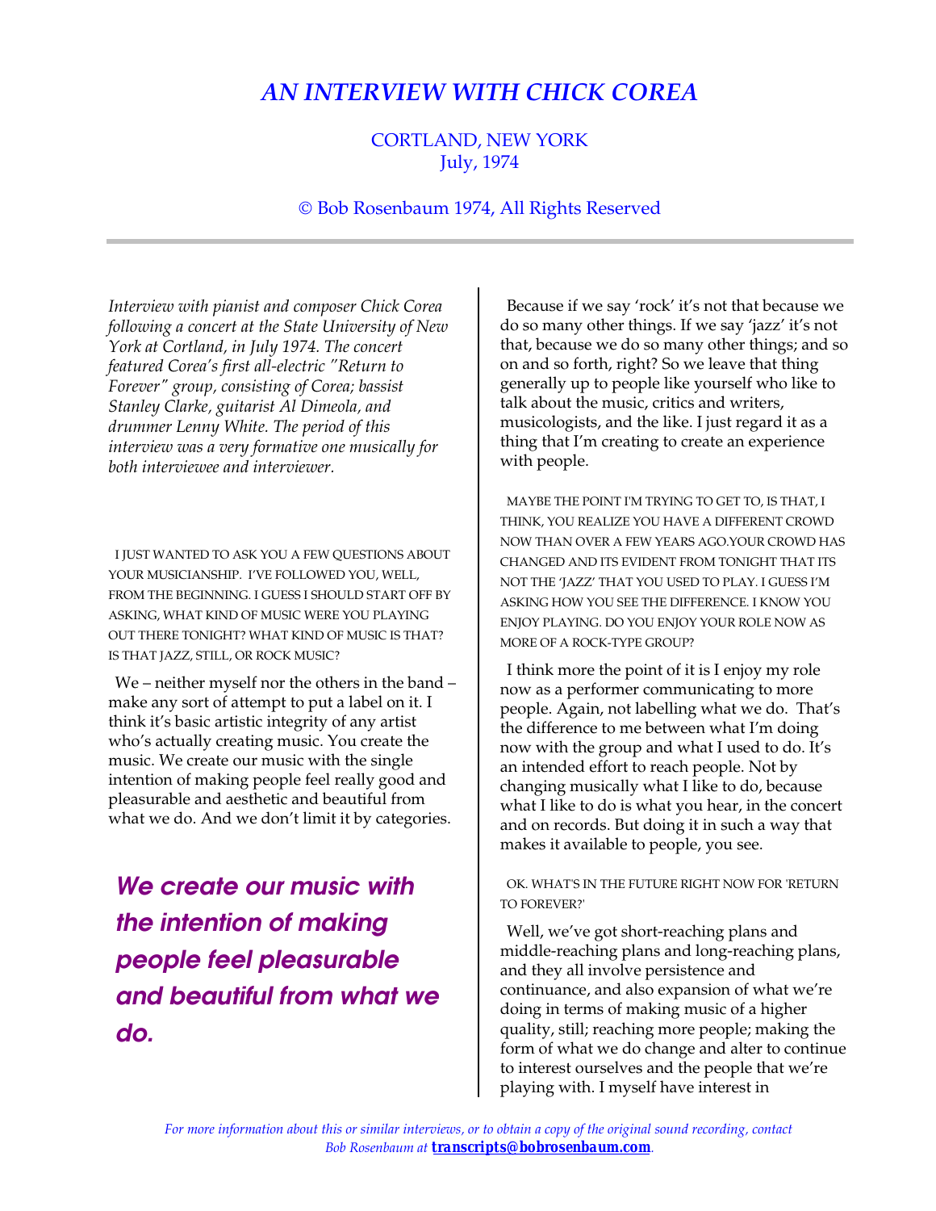# *AN INTERVIEW WITH CHICK COREA*

CORTLAND, NEW YORK
July, 1974

© Bob Rosenbaum 1974, All Rights Reserved

*Interview with pianist and composer Chick Corea following a concert at the State University of New York at Cortland, in July 1974. The concert featured Corea's first all-electric "Return to Forever" group, consisting of Corea; bassist Stanley Clarke, guitarist Al Dimeola, and drummer Lenny White. The period of this interview was a very formative one musically for both interviewee and interviewer.*

I JUST WANTED TO ASK YOU A FEW QUESTIONS ABOUT YOUR MUSICIANSHIP. I'VE FOLLOWED YOU, WELL, FROM THE BEGINNING. I GUESS I SHOULD START OFF BY ASKING, WHAT KIND OF MUSIC WERE YOU PLAYING OUT THERE TONIGHT? WHAT KIND OF MUSIC IS THAT? IS THAT JAZZ, STILL, OR ROCK MUSIC?

We – neither myself nor the others in the band – make any sort of attempt to put a label on it. I think it's basic artistic integrity of any artist who's actually creating music. You create the music. We create our music with the single intention of making people feel really good and pleasurable and aesthetic and beautiful from what we do. And we don't limit it by categories.

***We create our music with the intention of making people feel pleasurable and beautiful from what we do.***

Because if we say 'rock' it's not that because we do so many other things. If we say 'jazz' it's not that, because we do so many other things; and so on and so forth, right? So we leave that thing generally up to people like yourself who like to talk about the music, critics and writers, musicologists, and the like. I just regard it as a thing that I'm creating to create an experience with people.

MAYBE THE POINT I'M TRYING TO GET TO, IS THAT, I THINK, YOU REALIZE YOU HAVE A DIFFERENT CROWD NOW THAN OVER A FEW YEARS AGO.YOUR CROWD HAS CHANGED AND ITS EVIDENT FROM TONIGHT THAT ITS NOT THE 'JAZZ' THAT YOU USED TO PLAY. I GUESS I'M ASKING HOW YOU SEE THE DIFFERENCE. I KNOW YOU ENJOY PLAYING. DO YOU ENJOY YOUR ROLE NOW AS MORE OF A ROCK-TYPE GROUP?

I think more the point of it is I enjoy my role now as a performer communicating to more people. Again, not labelling what we do. That's the difference to me between what I'm doing now with the group and what I used to do. It's an intended effort to reach people. Not by changing musically what I like to do, because what I like to do is what you hear, in the concert and on records. But doing it in such a way that makes it available to people, you see.

OK. WHAT'S IN THE FUTURE RIGHT NOW FOR 'RETURN TO FOREVER?'

Well, we've got short-reaching plans and middle-reaching plans and long-reaching plans, and they all involve persistence and continuance, and also expansion of what we're doing in terms of making music of a higher quality, still; reaching more people; making the form of what we do change and alter to continue to interest ourselves and the people that we're playing with. I myself have interest in

*For more information about this or similar interviews, or to obtain a copy of the original sound recording, contact Bob Rosenbaum at* **transcripts@bobrosenbaum.com**.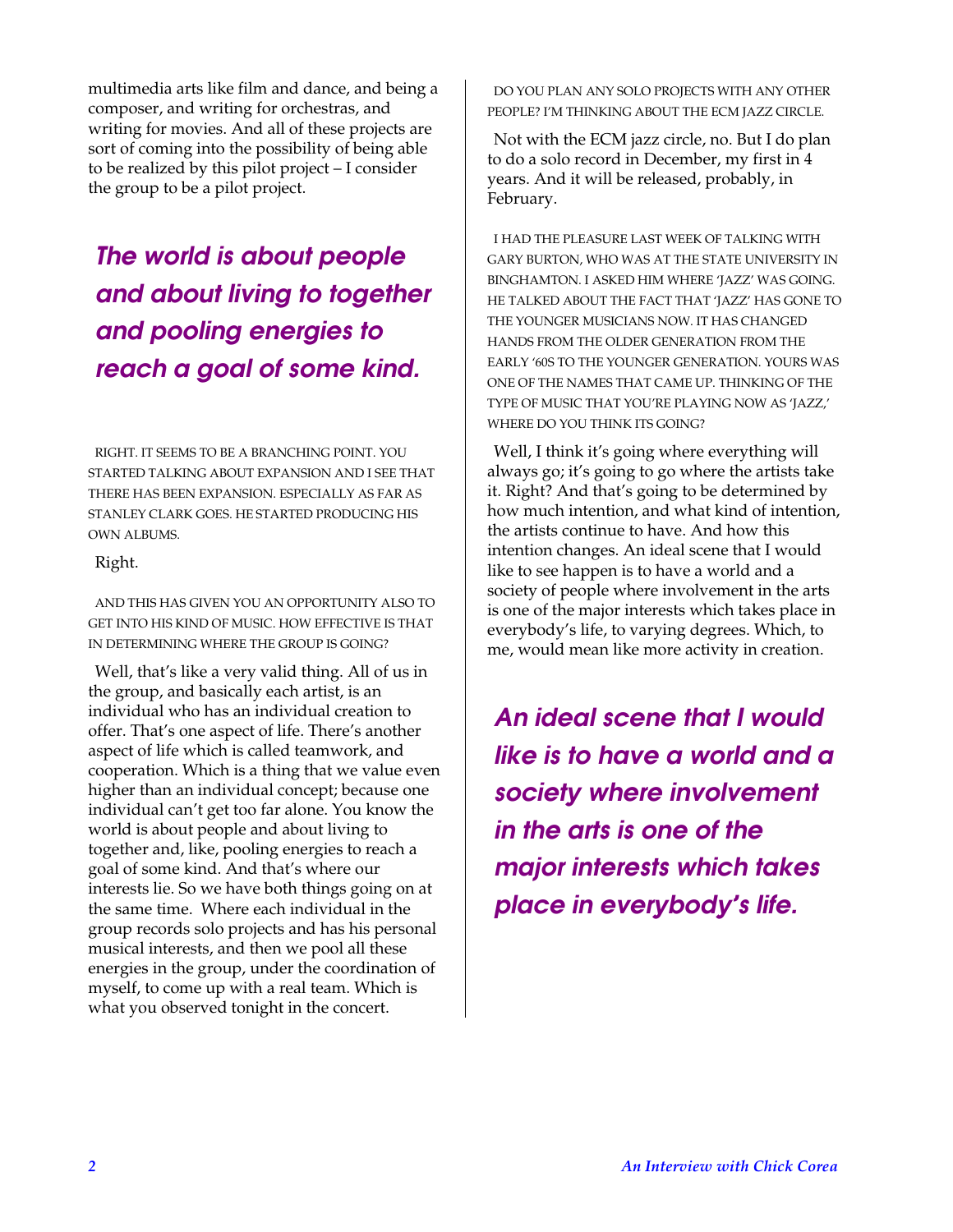multimedia arts like film and dance, and being a composer, and writing for orchestras, and writing for movies. And all of these projects are sort of coming into the possibility of being able to be realized by this pilot project – I consider the group to be a pilot project.

***The world is about people and about living to together and pooling energies to reach a goal of some kind.***

RIGHT. IT SEEMS TO BE A BRANCHING POINT. YOU STARTED TALKING ABOUT EXPANSION AND I SEE THAT THERE HAS BEEN EXPANSION. ESPECIALLY AS FAR AS STANLEY CLARK GOES. HE STARTED PRODUCING HIS OWN ALBUMS.

Right.

AND THIS HAS GIVEN YOU AN OPPORTUNITY ALSO TO GET INTO HIS KIND OF MUSIC. HOW EFFECTIVE IS THAT IN DETERMINING WHERE THE GROUP IS GOING?

Well, that's like a very valid thing. All of us in the group, and basically each artist, is an individual who has an individual creation to offer. That's one aspect of life. There's another aspect of life which is called teamwork, and cooperation. Which is a thing that we value even higher than an individual concept; because one individual can't get too far alone. You know the world is about people and about living to together and, like, pooling energies to reach a goal of some kind. And that's where our interests lie. So we have both things going on at the same time. Where each individual in the group records solo projects and has his personal musical interests, and then we pool all these energies in the group, under the coordination of myself, to come up with a real team. Which is what you observed tonight in the concert.

DO YOU PLAN ANY SOLO PROJECTS WITH ANY OTHER PEOPLE? I'M THINKING ABOUT THE ECM JAZZ CIRCLE.

Not with the ECM jazz circle, no. But I do plan to do a solo record in December, my first in 4 years. And it will be released, probably, in February.

I HAD THE PLEASURE LAST WEEK OF TALKING WITH GARY BURTON, WHO WAS AT THE STATE UNIVERSITY IN BINGHAMTON. I ASKED HIM WHERE 'JAZZ' WAS GOING. HE TALKED ABOUT THE FACT THAT 'JAZZ' HAS GONE TO THE YOUNGER MUSICIANS NOW. IT HAS CHANGED HANDS FROM THE OLDER GENERATION FROM THE EARLY '60S TO THE YOUNGER GENERATION. YOURS WAS ONE OF THE NAMES THAT CAME UP. THINKING OF THE TYPE OF MUSIC THAT YOU'RE PLAYING NOW AS 'JAZZ,' WHERE DO YOU THINK ITS GOING?

Well, I think it's going where everything will always go; it's going to go where the artists take it. Right? And that's going to be determined by how much intention, and what kind of intention, the artists continue to have. And how this intention changes. An ideal scene that I would like to see happen is to have a world and a society of people where involvement in the arts is one of the major interests which takes place in everybody's life, to varying degrees. Which, to me, would mean like more activity in creation.

***An ideal scene that I would like is to have a world and a society where involvement in the arts is one of the major interests which takes place in everybody's life.***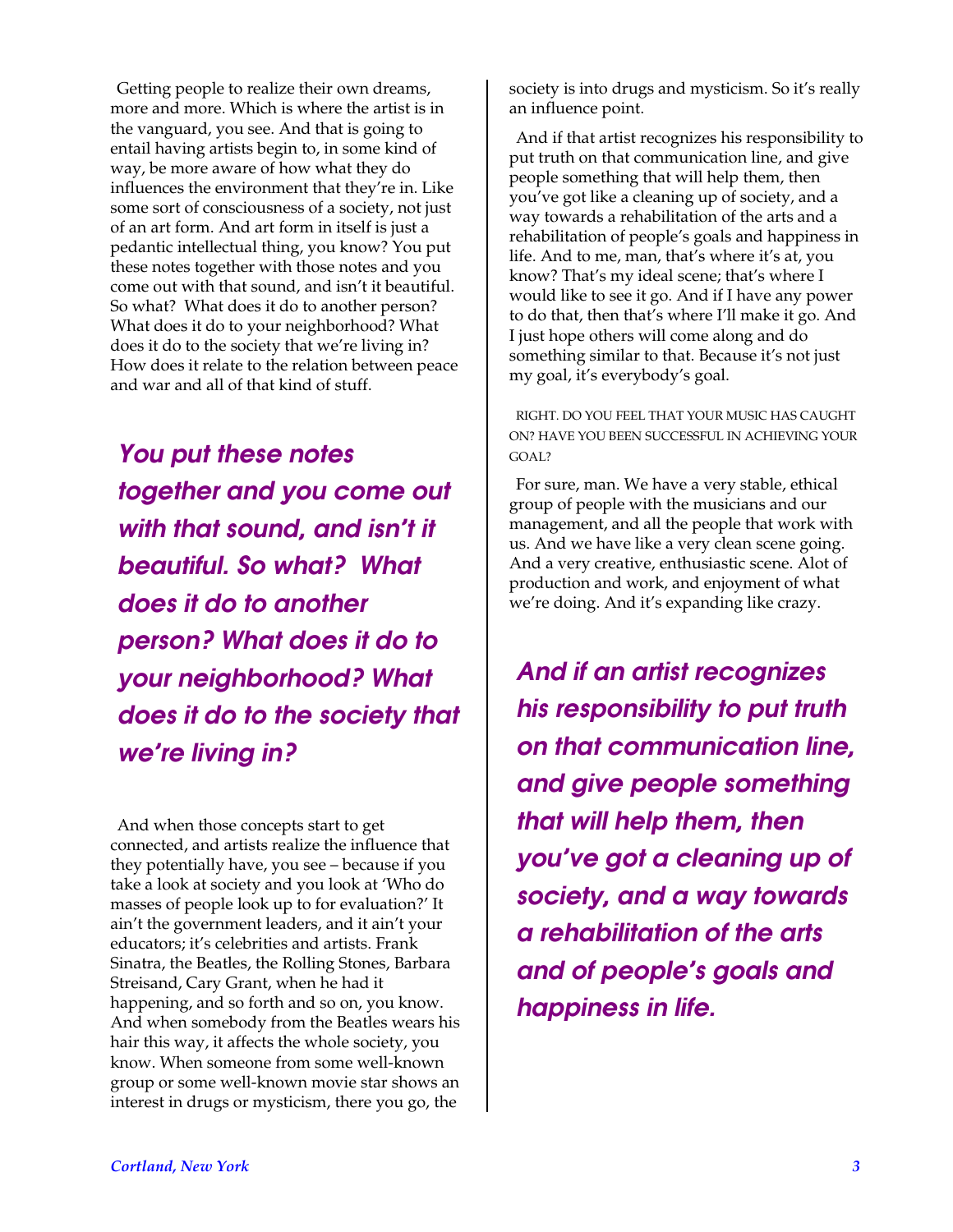Getting people to realize their own dreams, more and more. Which is where the artist is in the vanguard, you see. And that is going to entail having artists begin to, in some kind of way, be more aware of how what they do influences the environment that they're in. Like some sort of consciousness of a society, not just of an art form. And art form in itself is just a pedantic intellectual thing, you know? You put these notes together with those notes and you come out with that sound, and isn't it beautiful. So what? What does it do to another person? What does it do to your neighborhood? What does it do to the society that we're living in? How does it relate to the relation between peace and war and all of that kind of stuff.

***You put these notes together and you come out with that sound, and isn't it beautiful. So what? What does it do to another person? What does it do to your neighborhood? What does it do to the society that we're living in?***

And when those concepts start to get connected, and artists realize the influence that they potentially have, you see – because if you take a look at society and you look at 'Who do masses of people look up to for evaluation?' It ain't the government leaders, and it ain't your educators; it's celebrities and artists. Frank Sinatra, the Beatles, the Rolling Stones, Barbara Streisand, Cary Grant, when he had it happening, and so forth and so on, you know. And when somebody from the Beatles wears his hair this way, it affects the whole society, you know. When someone from some well-known group or some well-known movie star shows an interest in drugs or mysticism, there you go, the society is into drugs and mysticism. So it's really an influence point.

And if that artist recognizes his responsibility to put truth on that communication line, and give people something that will help them, then you've got like a cleaning up of society, and a way towards a rehabilitation of the arts and a rehabilitation of people's goals and happiness in life. And to me, man, that's where it's at, you know? That's my ideal scene; that's where I would like to see it go. And if I have any power to do that, then that's where I'll make it go. And I just hope others will come along and do something similar to that. Because it's not just my goal, it's everybody's goal.

RIGHT. DO YOU FEEL THAT YOUR MUSIC HAS CAUGHT ON? HAVE YOU BEEN SUCCESSFUL IN ACHIEVING YOUR GOAL?

For sure, man. We have a very stable, ethical group of people with the musicians and our management, and all the people that work with us. And we have like a very clean scene going. And a very creative, enthusiastic scene. Alot of production and work, and enjoyment of what we're doing. And it's expanding like crazy.

***And if an artist recognizes his responsibility to put truth on that communication line, and give people something that will help them, then you've got a cleaning up of society, and a way towards a rehabilitation of the arts and of people's goals and happiness in life.***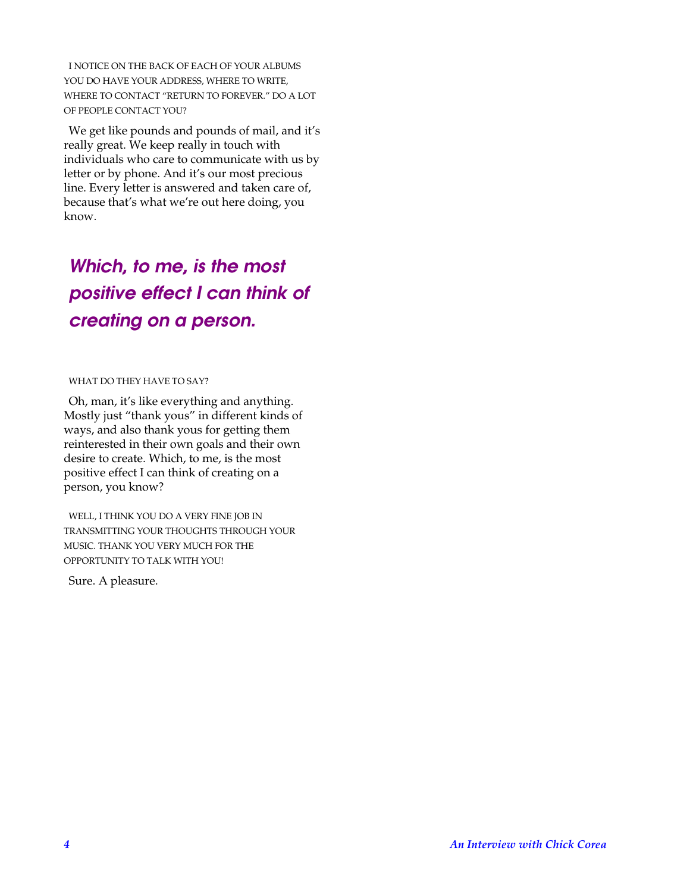I NOTICE ON THE BACK OF EACH OF YOUR ALBUMS YOU DO HAVE YOUR ADDRESS, WHERE TO WRITE, WHERE TO CONTACT "RETURN TO FOREVER." DO A LOT OF PEOPLE CONTACT YOU?

We get like pounds and pounds of mail, and it's really great. We keep really in touch with individuals who care to communicate with us by letter or by phone. And it's our most precious line. Every letter is answered and taken care of, because that's what we're out here doing, you know.

***Which, to me, is the most positive effect I can think of creating on a person.***

WHAT DO THEY HAVE TO SAY?

Oh, man, it's like everything and anything. Mostly just "thank yous" in different kinds of ways, and also thank yous for getting them reinterested in their own goals and their own desire to create. Which, to me, is the most positive effect I can think of creating on a person, you know?

WELL, I THINK YOU DO A VERY FINE JOB IN TRANSMITTING YOUR THOUGHTS THROUGH YOUR MUSIC. THANK YOU VERY MUCH FOR THE OPPORTUNITY TO TALK WITH YOU!

Sure. A pleasure.